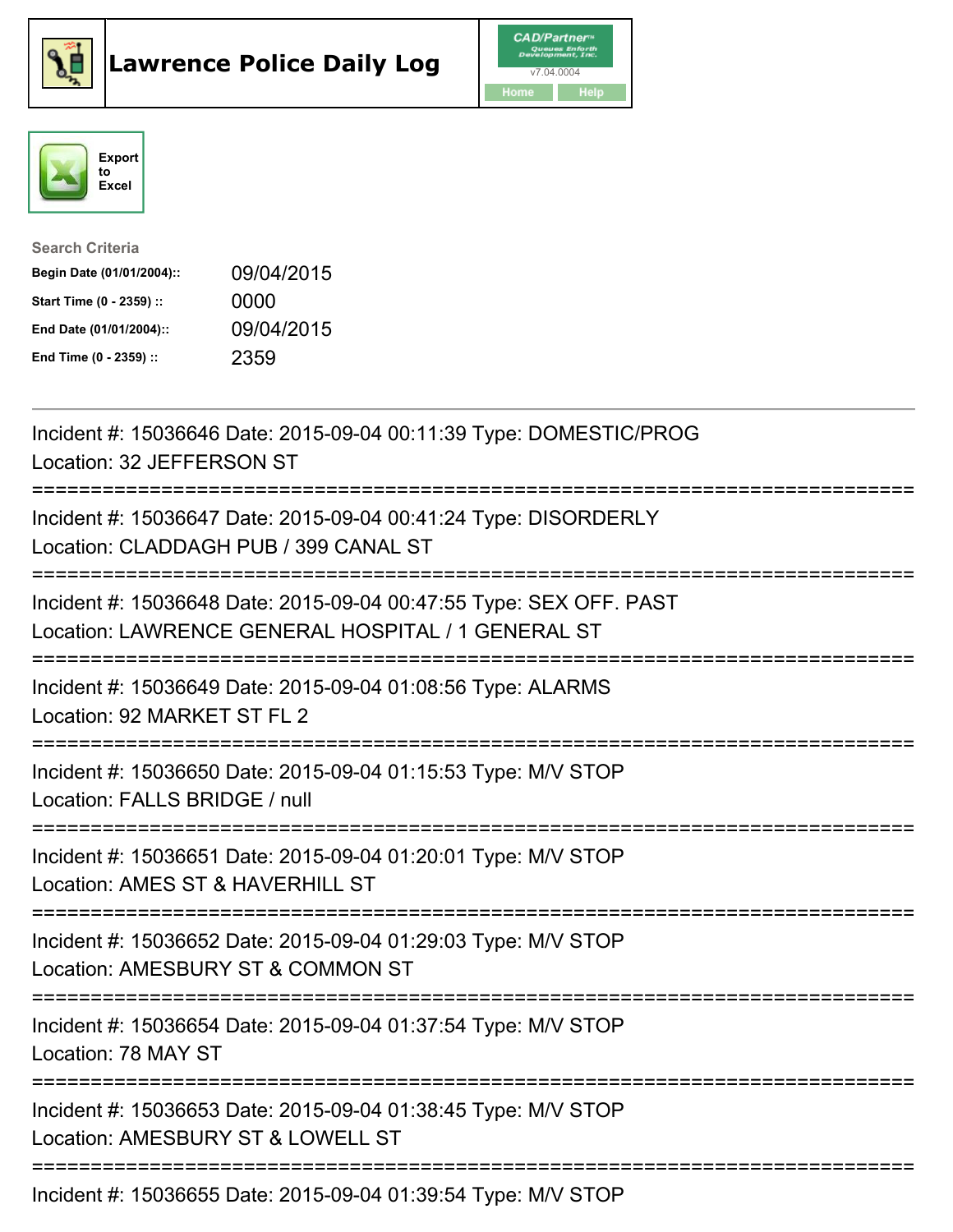# Lawrence Police Daily Log

CAD/Partner
v7.04.0004
Home Help

Export to Excel

**Search Criteria**

| | |
|---|---|
| **Begin Date (01/01/2004)::** | 09/04/2015 |
| **Start Time (0 - 2359) ::** | 0000 |
| **End Date (01/01/2004)::** | 09/04/2015 |
| **End Time (0 - 2359) ::** | 2359 |

---

Incident #: 15036646 Date: 2015-09-04 00:11:39 Type: DOMESTIC/PROG
Location: 32 JEFFERSON ST

===========================================================================

Incident #: 15036647 Date: 2015-09-04 00:41:24 Type: DISORDERLY
Location: CLADDAGH PUB / 399 CANAL ST

===========================================================================

Incident #: 15036648 Date: 2015-09-04 00:47:55 Type: SEX OFF. PAST
Location: LAWRENCE GENERAL HOSPITAL / 1 GENERAL ST

===========================================================================

Incident #: 15036649 Date: 2015-09-04 01:08:56 Type: ALARMS
Location: 92 MARKET ST FL 2

===========================================================================

Incident #: 15036650 Date: 2015-09-04 01:15:53 Type: M/V STOP
Location: FALLS BRIDGE / null

===========================================================================

Incident #: 15036651 Date: 2015-09-04 01:20:01 Type: M/V STOP
Location: AMES ST & HAVERHILL ST

===========================================================================

Incident #: 15036652 Date: 2015-09-04 01:29:03 Type: M/V STOP
Location: AMESBURY ST & COMMON ST

===========================================================================

Incident #: 15036654 Date: 2015-09-04 01:37:54 Type: M/V STOP
Location: 78 MAY ST

===========================================================================

Incident #: 15036653 Date: 2015-09-04 01:38:45 Type: M/V STOP
Location: AMESBURY ST & LOWELL ST

===========================================================================

Incident #: 15036655 Date: 2015-09-04 01:39:54 Type: M/V STOP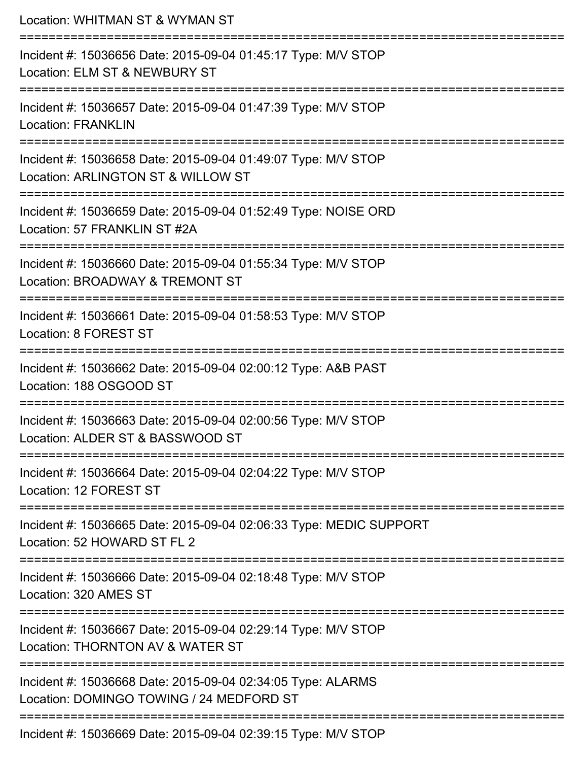Location: WHITMAN ST & WYMAN ST

===========================================================================

Incident #: 15036656 Date: 2015-09-04 01:45:17 Type: M/V STOP
Location: ELM ST & NEWBURY ST

===========================================================================

Incident #: 15036657 Date: 2015-09-04 01:47:39 Type: M/V STOP
Location: FRANKLIN

===========================================================================

Incident #: 15036658 Date: 2015-09-04 01:49:07 Type: M/V STOP
Location: ARLINGTON ST & WILLOW ST

===========================================================================

Incident #: 15036659 Date: 2015-09-04 01:52:49 Type: NOISE ORD
Location: 57 FRANKLIN ST #2A

===========================================================================

Incident #: 15036660 Date: 2015-09-04 01:55:34 Type: M/V STOP
Location: BROADWAY & TREMONT ST

===========================================================================

Incident #: 15036661 Date: 2015-09-04 01:58:53 Type: M/V STOP
Location: 8 FOREST ST

===========================================================================

Incident #: 15036662 Date: 2015-09-04 02:00:12 Type: A&B PAST
Location: 188 OSGOOD ST

===========================================================================

Incident #: 15036663 Date: 2015-09-04 02:00:56 Type: M/V STOP
Location: ALDER ST & BASSWOOD ST

===========================================================================

Incident #: 15036664 Date: 2015-09-04 02:04:22 Type: M/V STOP
Location: 12 FOREST ST

===========================================================================

Incident #: 15036665 Date: 2015-09-04 02:06:33 Type: MEDIC SUPPORT
Location: 52 HOWARD ST FL 2

===========================================================================

Incident #: 15036666 Date: 2015-09-04 02:18:48 Type: M/V STOP
Location: 320 AMES ST

===========================================================================

Incident #: 15036667 Date: 2015-09-04 02:29:14 Type: M/V STOP
Location: THORNTON AV & WATER ST

===========================================================================

Incident #: 15036668 Date: 2015-09-04 02:34:05 Type: ALARMS
Location: DOMINGO TOWING / 24 MEDFORD ST

===========================================================================

Incident #: 15036669 Date: 2015-09-04 02:39:15 Type: M/V STOP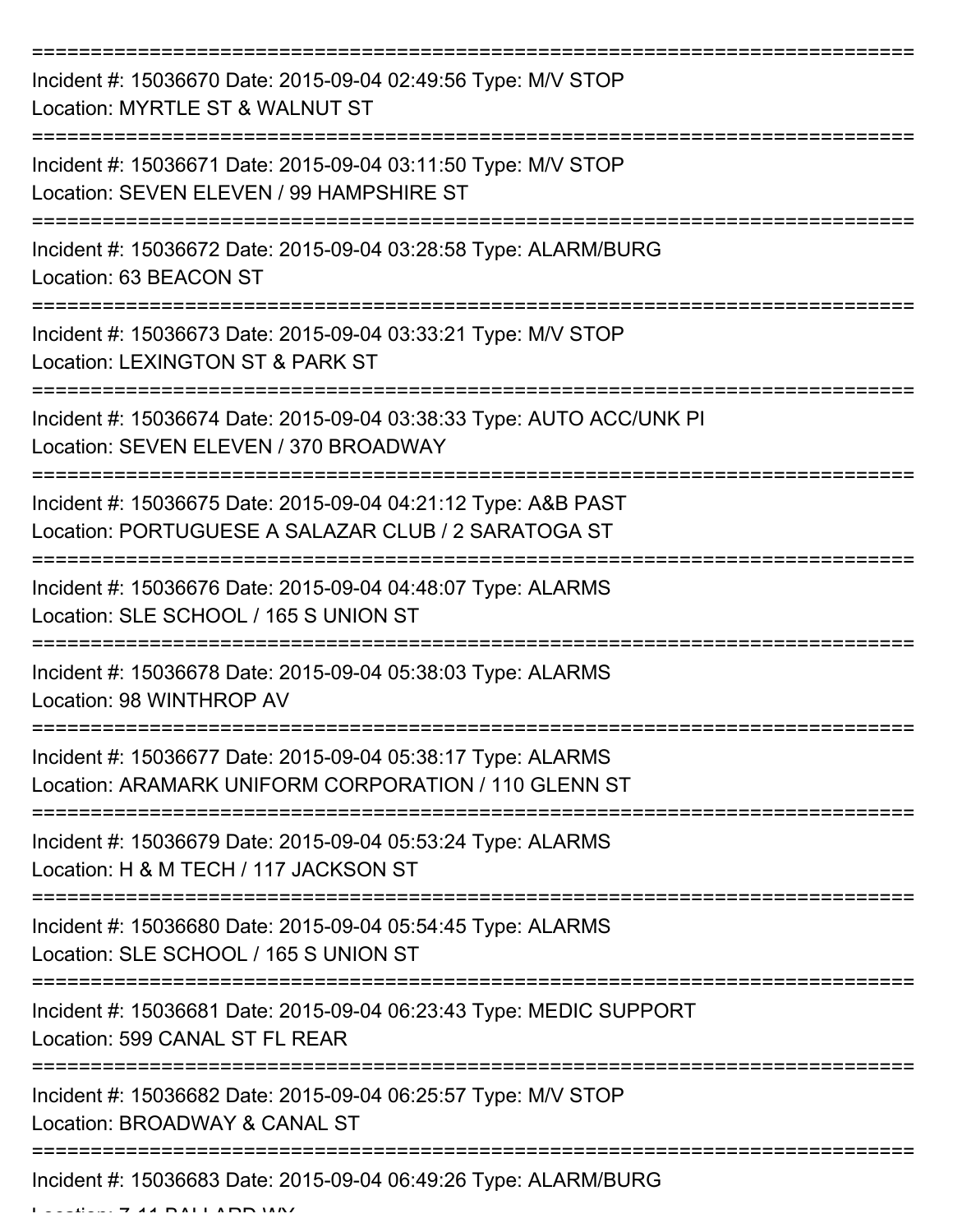===========================================================================

Incident #: 15036670 Date: 2015-09-04 02:49:56 Type: M/V STOP
Location: MYRTLE ST & WALNUT ST

===========================================================================

Incident #: 15036671 Date: 2015-09-04 03:11:50 Type: M/V STOP
Location: SEVEN ELEVEN / 99 HAMPSHIRE ST

===========================================================================

Incident #: 15036672 Date: 2015-09-04 03:28:58 Type: ALARM/BURG
Location: 63 BEACON ST

===========================================================================

Incident #: 15036673 Date: 2015-09-04 03:33:21 Type: M/V STOP
Location: LEXINGTON ST & PARK ST

===========================================================================

Incident #: 15036674 Date: 2015-09-04 03:38:33 Type: AUTO ACC/UNK PI
Location: SEVEN ELEVEN / 370 BROADWAY

===========================================================================

Incident #: 15036675 Date: 2015-09-04 04:21:12 Type: A&B PAST
Location: PORTUGUESE A SALAZAR CLUB / 2 SARATOGA ST

===========================================================================

Incident #: 15036676 Date: 2015-09-04 04:48:07 Type: ALARMS
Location: SLE SCHOOL / 165 S UNION ST

===========================================================================

Incident #: 15036678 Date: 2015-09-04 05:38:03 Type: ALARMS
Location: 98 WINTHROP AV

===========================================================================

Incident #: 15036677 Date: 2015-09-04 05:38:17 Type: ALARMS
Location: ARAMARK UNIFORM CORPORATION / 110 GLENN ST

===========================================================================

Incident #: 15036679 Date: 2015-09-04 05:53:24 Type: ALARMS
Location: H & M TECH / 117 JACKSON ST

===========================================================================

Incident #: 15036680 Date: 2015-09-04 05:54:45 Type: ALARMS
Location: SLE SCHOOL / 165 S UNION ST

===========================================================================

Incident #: 15036681 Date: 2015-09-04 06:23:43 Type: MEDIC SUPPORT
Location: 599 CANAL ST FL REAR

===========================================================================

Incident #: 15036682 Date: 2015-09-04 06:25:57 Type: M/V STOP
Location: BROADWAY & CANAL ST

===========================================================================

Incident #: 15036683 Date: 2015-09-04 06:49:26 Type: ALARM/BURG
Location: 7-11 BALLARD WY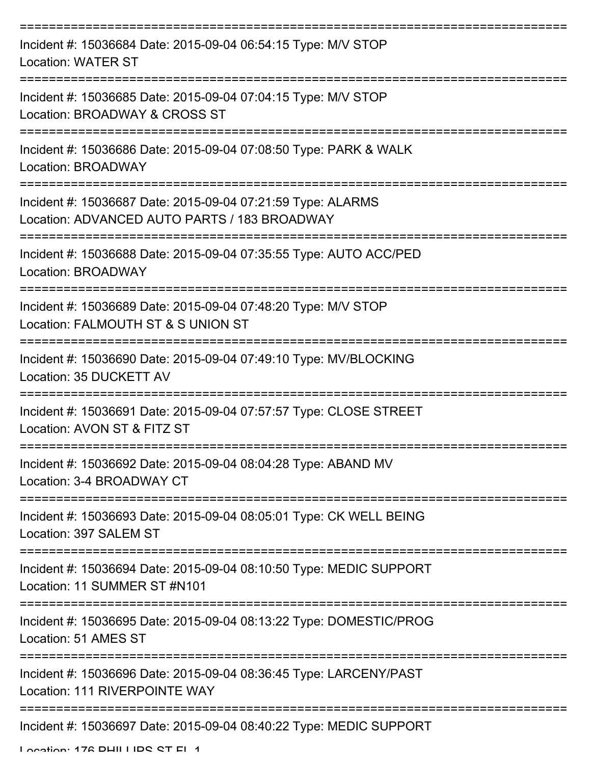===========================================================================

Incident #: 15036684 Date: 2015-09-04 06:54:15 Type: M/V STOP
Location: WATER ST

===========================================================================

Incident #: 15036685 Date: 2015-09-04 07:04:15 Type: M/V STOP
Location: BROADWAY & CROSS ST

===========================================================================

Incident #: 15036686 Date: 2015-09-04 07:08:50 Type: PARK & WALK
Location: BROADWAY

===========================================================================

Incident #: 15036687 Date: 2015-09-04 07:21:59 Type: ALARMS
Location: ADVANCED AUTO PARTS / 183 BROADWAY

===========================================================================

Incident #: 15036688 Date: 2015-09-04 07:35:55 Type: AUTO ACC/PED
Location: BROADWAY

===========================================================================

Incident #: 15036689 Date: 2015-09-04 07:48:20 Type: M/V STOP
Location: FALMOUTH ST & S UNION ST

===========================================================================

Incident #: 15036690 Date: 2015-09-04 07:49:10 Type: MV/BLOCKING
Location: 35 DUCKETT AV

===========================================================================

Incident #: 15036691 Date: 2015-09-04 07:57:57 Type: CLOSE STREET
Location: AVON ST & FITZ ST

===========================================================================

Incident #: 15036692 Date: 2015-09-04 08:04:28 Type: ABAND MV
Location: 3-4 BROADWAY CT

===========================================================================

Incident #: 15036693 Date: 2015-09-04 08:05:01 Type: CK WELL BEING
Location: 397 SALEM ST

===========================================================================

Incident #: 15036694 Date: 2015-09-04 08:10:50 Type: MEDIC SUPPORT
Location: 11 SUMMER ST #N101

===========================================================================

Incident #: 15036695 Date: 2015-09-04 08:13:22 Type: DOMESTIC/PROG
Location: 51 AMES ST

===========================================================================

Incident #: 15036696 Date: 2015-09-04 08:36:45 Type: LARCENY/PAST
Location: 111 RIVERPOINTE WAY

===========================================================================

Incident #: 15036697 Date: 2015-09-04 08:40:22 Type: MEDIC SUPPORT
Location: 176 PHILLIPS ST FL 1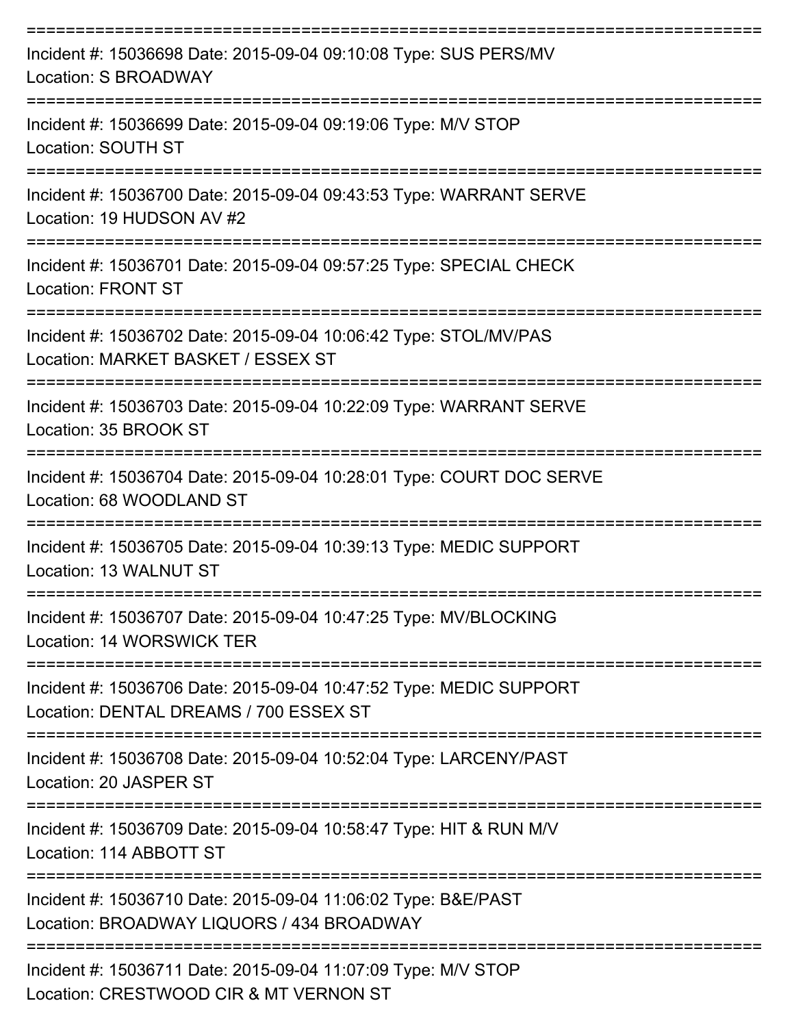===========================================================================

Incident #: 15036698 Date: 2015-09-04 09:10:08 Type: SUS PERS/MV
Location: S BROADWAY

===========================================================================

Incident #: 15036699 Date: 2015-09-04 09:19:06 Type: M/V STOP
Location: SOUTH ST

===========================================================================

Incident #: 15036700 Date: 2015-09-04 09:43:53 Type: WARRANT SERVE
Location: 19 HUDSON AV #2

===========================================================================

Incident #: 15036701 Date: 2015-09-04 09:57:25 Type: SPECIAL CHECK
Location: FRONT ST

===========================================================================

Incident #: 15036702 Date: 2015-09-04 10:06:42 Type: STOL/MV/PAS
Location: MARKET BASKET / ESSEX ST

===========================================================================

Incident #: 15036703 Date: 2015-09-04 10:22:09 Type: WARRANT SERVE
Location: 35 BROOK ST

===========================================================================

Incident #: 15036704 Date: 2015-09-04 10:28:01 Type: COURT DOC SERVE
Location: 68 WOODLAND ST

===========================================================================

Incident #: 15036705 Date: 2015-09-04 10:39:13 Type: MEDIC SUPPORT
Location: 13 WALNUT ST

===========================================================================

Incident #: 15036707 Date: 2015-09-04 10:47:25 Type: MV/BLOCKING
Location: 14 WORSWICK TER

===========================================================================

Incident #: 15036706 Date: 2015-09-04 10:47:52 Type: MEDIC SUPPORT
Location: DENTAL DREAMS / 700 ESSEX ST

===========================================================================

Incident #: 15036708 Date: 2015-09-04 10:52:04 Type: LARCENY/PAST
Location: 20 JASPER ST

===========================================================================

Incident #: 15036709 Date: 2015-09-04 10:58:47 Type: HIT & RUN M/V
Location: 114 ABBOTT ST

===========================================================================

Incident #: 15036710 Date: 2015-09-04 11:06:02 Type: B&E/PAST
Location: BROADWAY LIQUORS / 434 BROADWAY

===========================================================================

Incident #: 15036711 Date: 2015-09-04 11:07:09 Type: M/V STOP
Location: CRESTWOOD CIR & MT VERNON ST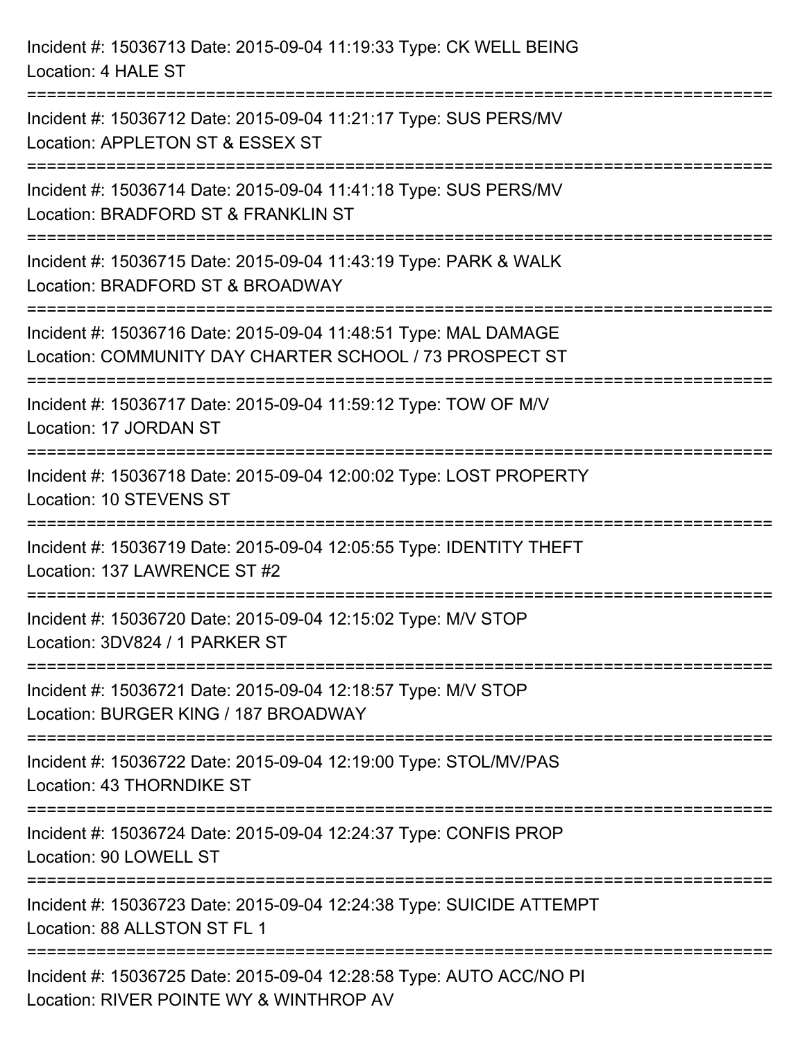Incident #: 15036713 Date: 2015-09-04 11:19:33 Type: CK WELL BEING
Location: 4 HALE ST

===========================================================================

Incident #: 15036712 Date: 2015-09-04 11:21:17 Type: SUS PERS/MV
Location: APPLETON ST & ESSEX ST

===========================================================================

Incident #: 15036714 Date: 2015-09-04 11:41:18 Type: SUS PERS/MV
Location: BRADFORD ST & FRANKLIN ST

===========================================================================

Incident #: 15036715 Date: 2015-09-04 11:43:19 Type: PARK & WALK
Location: BRADFORD ST & BROADWAY

===========================================================================

Incident #: 15036716 Date: 2015-09-04 11:48:51 Type: MAL DAMAGE
Location: COMMUNITY DAY CHARTER SCHOOL / 73 PROSPECT ST

===========================================================================

Incident #: 15036717 Date: 2015-09-04 11:59:12 Type: TOW OF M/V
Location: 17 JORDAN ST

===========================================================================

Incident #: 15036718 Date: 2015-09-04 12:00:02 Type: LOST PROPERTY
Location: 10 STEVENS ST

===========================================================================

Incident #: 15036719 Date: 2015-09-04 12:05:55 Type: IDENTITY THEFT
Location: 137 LAWRENCE ST #2

===========================================================================

Incident #: 15036720 Date: 2015-09-04 12:15:02 Type: M/V STOP
Location: 3DV824 / 1 PARKER ST

===========================================================================

Incident #: 15036721 Date: 2015-09-04 12:18:57 Type: M/V STOP
Location: BURGER KING / 187 BROADWAY

===========================================================================

Incident #: 15036722 Date: 2015-09-04 12:19:00 Type: STOL/MV/PAS
Location: 43 THORNDIKE ST

===========================================================================

Incident #: 15036724 Date: 2015-09-04 12:24:37 Type: CONFIS PROP
Location: 90 LOWELL ST

===========================================================================

Incident #: 15036723 Date: 2015-09-04 12:24:38 Type: SUICIDE ATTEMPT
Location: 88 ALLSTON ST FL 1

===========================================================================

Incident #: 15036725 Date: 2015-09-04 12:28:58 Type: AUTO ACC/NO PI
Location: RIVER POINTE WY & WINTHROP AV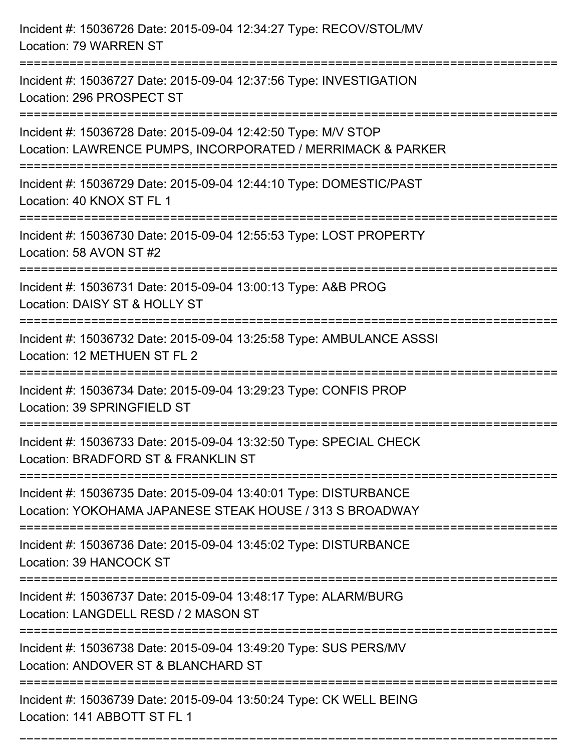Incident #: 15036726 Date: 2015-09-04 12:34:27 Type: RECOV/STOL/MV
Location: 79 WARREN ST

===========================================================================

Incident #: 15036727 Date: 2015-09-04 12:37:56 Type: INVESTIGATION
Location: 296 PROSPECT ST

===========================================================================

Incident #: 15036728 Date: 2015-09-04 12:42:50 Type: M/V STOP
Location: LAWRENCE PUMPS, INCORPORATED / MERRIMACK & PARKER

===========================================================================

Incident #: 15036729 Date: 2015-09-04 12:44:10 Type: DOMESTIC/PAST
Location: 40 KNOX ST FL 1

===========================================================================

Incident #: 15036730 Date: 2015-09-04 12:55:53 Type: LOST PROPERTY
Location: 58 AVON ST #2

===========================================================================

Incident #: 15036731 Date: 2015-09-04 13:00:13 Type: A&B PROG
Location: DAISY ST & HOLLY ST

===========================================================================

Incident #: 15036732 Date: 2015-09-04 13:25:58 Type: AMBULANCE ASSSI
Location: 12 METHUEN ST FL 2

===========================================================================

Incident #: 15036734 Date: 2015-09-04 13:29:23 Type: CONFIS PROP
Location: 39 SPRINGFIELD ST

===========================================================================

Incident #: 15036733 Date: 2015-09-04 13:32:50 Type: SPECIAL CHECK
Location: BRADFORD ST & FRANKLIN ST

===========================================================================

Incident #: 15036735 Date: 2015-09-04 13:40:01 Type: DISTURBANCE
Location: YOKOHAMA JAPANESE STEAK HOUSE / 313 S BROADWAY

===========================================================================

Incident #: 15036736 Date: 2015-09-04 13:45:02 Type: DISTURBANCE
Location: 39 HANCOCK ST

===========================================================================

Incident #: 15036737 Date: 2015-09-04 13:48:17 Type: ALARM/BURG
Location: LANGDELL RESD / 2 MASON ST

===========================================================================

Incident #: 15036738 Date: 2015-09-04 13:49:20 Type: SUS PERS/MV
Location: ANDOVER ST & BLANCHARD ST

===========================================================================

Incident #: 15036739 Date: 2015-09-04 13:50:24 Type: CK WELL BEING
Location: 141 ABBOTT ST FL 1

===========================================================================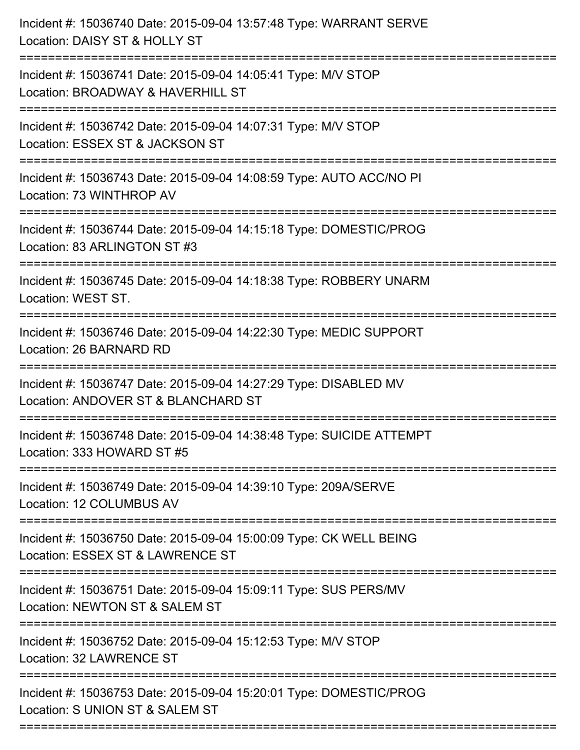Incident #: 15036740 Date: 2015-09-04 13:57:48 Type: WARRANT SERVE
Location: DAISY ST & HOLLY ST

===========================================================================

Incident #: 15036741 Date: 2015-09-04 14:05:41 Type: M/V STOP
Location: BROADWAY & HAVERHILL ST

===========================================================================

Incident #: 15036742 Date: 2015-09-04 14:07:31 Type: M/V STOP
Location: ESSEX ST & JACKSON ST

===========================================================================

Incident #: 15036743 Date: 2015-09-04 14:08:59 Type: AUTO ACC/NO PI
Location: 73 WINTHROP AV

===========================================================================

Incident #: 15036744 Date: 2015-09-04 14:15:18 Type: DOMESTIC/PROG
Location: 83 ARLINGTON ST #3

===========================================================================

Incident #: 15036745 Date: 2015-09-04 14:18:38 Type: ROBBERY UNARM
Location: WEST ST.

===========================================================================

Incident #: 15036746 Date: 2015-09-04 14:22:30 Type: MEDIC SUPPORT
Location: 26 BARNARD RD

===========================================================================

Incident #: 15036747 Date: 2015-09-04 14:27:29 Type: DISABLED MV
Location: ANDOVER ST & BLANCHARD ST

===========================================================================

Incident #: 15036748 Date: 2015-09-04 14:38:48 Type: SUICIDE ATTEMPT
Location: 333 HOWARD ST #5

===========================================================================

Incident #: 15036749 Date: 2015-09-04 14:39:10 Type: 209A/SERVE
Location: 12 COLUMBUS AV

===========================================================================

Incident #: 15036750 Date: 2015-09-04 15:00:09 Type: CK WELL BEING
Location: ESSEX ST & LAWRENCE ST

===========================================================================

Incident #: 15036751 Date: 2015-09-04 15:09:11 Type: SUS PERS/MV
Location: NEWTON ST & SALEM ST

===========================================================================

Incident #: 15036752 Date: 2015-09-04 15:12:53 Type: M/V STOP
Location: 32 LAWRENCE ST

===========================================================================

Incident #: 15036753 Date: 2015-09-04 15:20:01 Type: DOMESTIC/PROG
Location: S UNION ST & SALEM ST

===========================================================================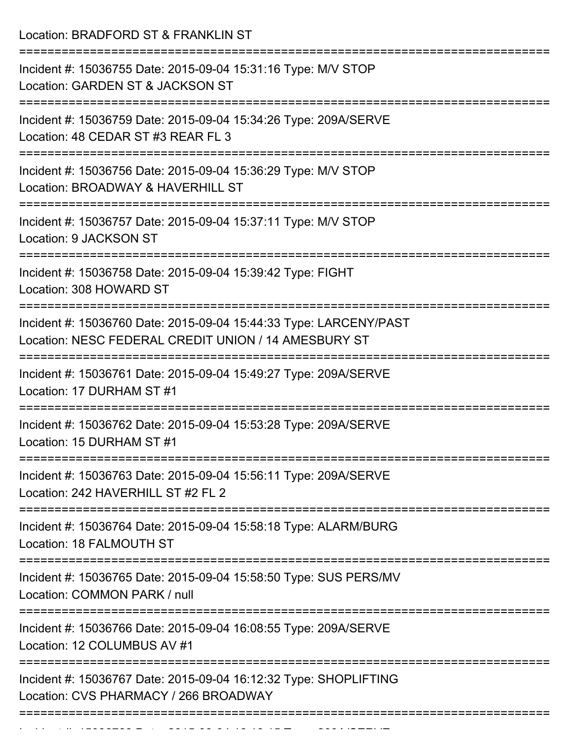Location: BRADFORD ST & FRANKLIN ST

===========================================================================

Incident #: 15036755 Date: 2015-09-04 15:31:16 Type: M/V STOP
Location: GARDEN ST & JACKSON ST

===========================================================================

Incident #: 15036759 Date: 2015-09-04 15:34:26 Type: 209A/SERVE
Location: 48 CEDAR ST #3 REAR FL 3

===========================================================================

Incident #: 15036756 Date: 2015-09-04 15:36:29 Type: M/V STOP
Location: BROADWAY & HAVERHILL ST

===========================================================================

Incident #: 15036757 Date: 2015-09-04 15:37:11 Type: M/V STOP
Location: 9 JACKSON ST

===========================================================================

Incident #: 15036758 Date: 2015-09-04 15:39:42 Type: FIGHT
Location: 308 HOWARD ST

===========================================================================

Incident #: 15036760 Date: 2015-09-04 15:44:33 Type: LARCENY/PAST
Location: NESC FEDERAL CREDIT UNION / 14 AMESBURY ST

===========================================================================

Incident #: 15036761 Date: 2015-09-04 15:49:27 Type: 209A/SERVE
Location: 17 DURHAM ST #1

===========================================================================

Incident #: 15036762 Date: 2015-09-04 15:53:28 Type: 209A/SERVE
Location: 15 DURHAM ST #1

===========================================================================

Incident #: 15036763 Date: 2015-09-04 15:56:11 Type: 209A/SERVE
Location: 242 HAVERHILL ST #2 FL 2

===========================================================================

Incident #: 15036764 Date: 2015-09-04 15:58:18 Type: ALARM/BURG
Location: 18 FALMOUTH ST

===========================================================================

Incident #: 15036765 Date: 2015-09-04 15:58:50 Type: SUS PERS/MV
Location: COMMON PARK / null

===========================================================================

Incident #: 15036766 Date: 2015-09-04 16:08:55 Type: 209A/SERVE
Location: 12 COLUMBUS AV #1

===========================================================================

Incident #: 15036767 Date: 2015-09-04 16:12:32 Type: SHOPLIFTING
Location: CVS PHARMACY / 266 BROADWAY

===========================================================================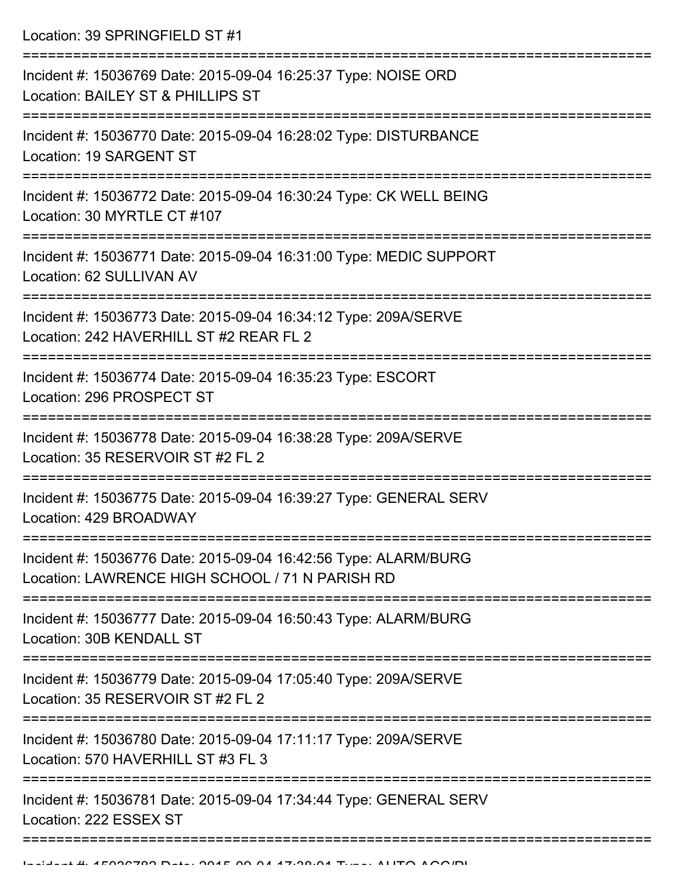Location: 39 SPRINGFIELD ST #1

===========================================================================

Incident #: 15036769 Date: 2015-09-04 16:25:37 Type: NOISE ORD
Location: BAILEY ST & PHILLIPS ST

===========================================================================

Incident #: 15036770 Date: 2015-09-04 16:28:02 Type: DISTURBANCE
Location: 19 SARGENT ST

===========================================================================

Incident #: 15036772 Date: 2015-09-04 16:30:24 Type: CK WELL BEING
Location: 30 MYRTLE CT #107

===========================================================================

Incident #: 15036771 Date: 2015-09-04 16:31:00 Type: MEDIC SUPPORT
Location: 62 SULLIVAN AV

===========================================================================

Incident #: 15036773 Date: 2015-09-04 16:34:12 Type: 209A/SERVE
Location: 242 HAVERHILL ST #2 REAR FL 2

===========================================================================

Incident #: 15036774 Date: 2015-09-04 16:35:23 Type: ESCORT
Location: 296 PROSPECT ST

===========================================================================

Incident #: 15036778 Date: 2015-09-04 16:38:28 Type: 209A/SERVE
Location: 35 RESERVOIR ST #2 FL 2

===========================================================================

Incident #: 15036775 Date: 2015-09-04 16:39:27 Type: GENERAL SERV
Location: 429 BROADWAY

===========================================================================

Incident #: 15036776 Date: 2015-09-04 16:42:56 Type: ALARM/BURG
Location: LAWRENCE HIGH SCHOOL / 71 N PARISH RD

===========================================================================

Incident #: 15036777 Date: 2015-09-04 16:50:43 Type: ALARM/BURG
Location: 30B KENDALL ST

===========================================================================

Incident #: 15036779 Date: 2015-09-04 17:05:40 Type: 209A/SERVE
Location: 35 RESERVOIR ST #2 FL 2

===========================================================================

Incident #: 15036780 Date: 2015-09-04 17:11:17 Type: 209A/SERVE
Location: 570 HAVERHILL ST #3 FL 3

===========================================================================

Incident #: 15036781 Date: 2015-09-04 17:34:44 Type: GENERAL SERV
Location: 222 ESSEX ST

===========================================================================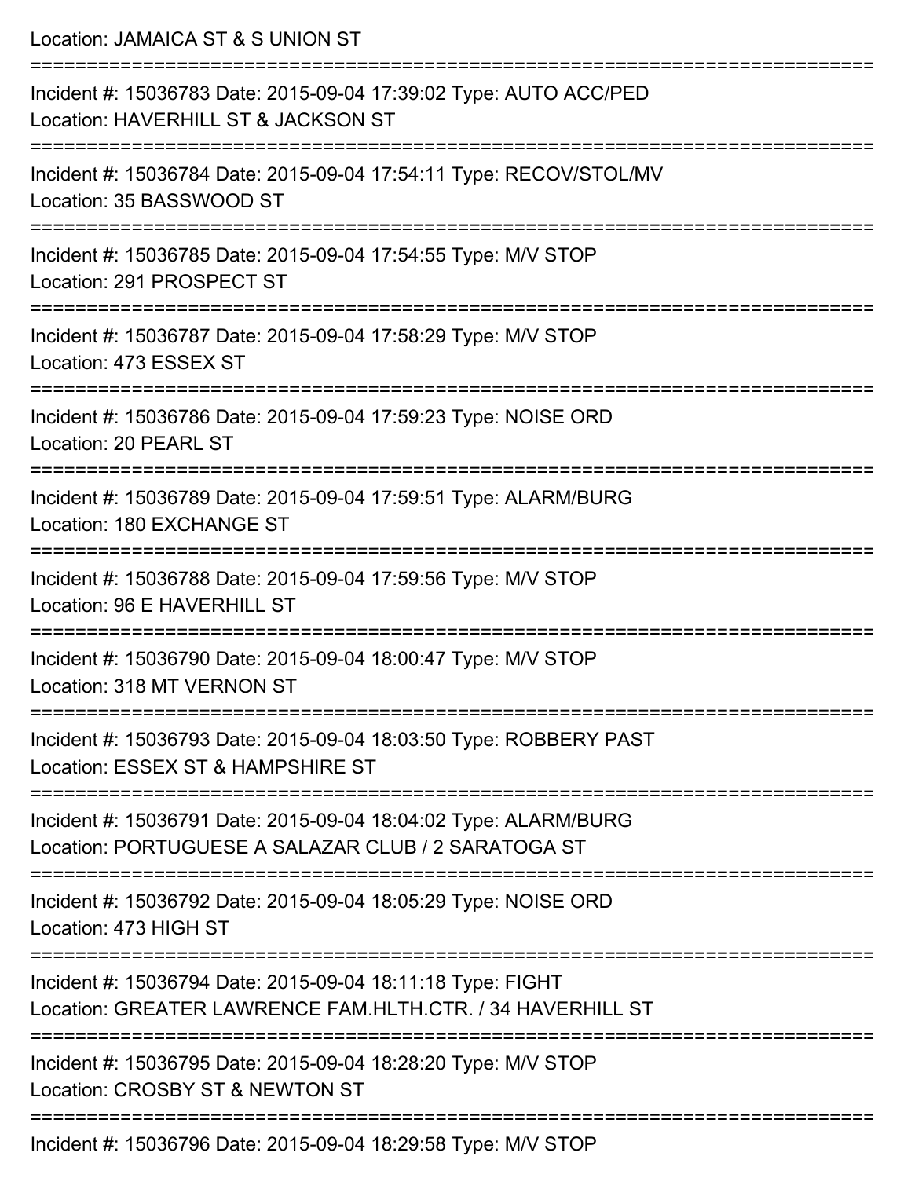Location: JAMAICA ST & S UNION ST

===========================================================================

Incident #: 15036783 Date: 2015-09-04 17:39:02 Type: AUTO ACC/PED
Location: HAVERHILL ST & JACKSON ST

===========================================================================

Incident #: 15036784 Date: 2015-09-04 17:54:11 Type: RECOV/STOL/MV
Location: 35 BASSWOOD ST

===========================================================================

Incident #: 15036785 Date: 2015-09-04 17:54:55 Type: M/V STOP
Location: 291 PROSPECT ST

===========================================================================

Incident #: 15036787 Date: 2015-09-04 17:58:29 Type: M/V STOP
Location: 473 ESSEX ST

===========================================================================

Incident #: 15036786 Date: 2015-09-04 17:59:23 Type: NOISE ORD
Location: 20 PEARL ST

===========================================================================

Incident #: 15036789 Date: 2015-09-04 17:59:51 Type: ALARM/BURG
Location: 180 EXCHANGE ST

===========================================================================

Incident #: 15036788 Date: 2015-09-04 17:59:56 Type: M/V STOP
Location: 96 E HAVERHILL ST

===========================================================================

Incident #: 15036790 Date: 2015-09-04 18:00:47 Type: M/V STOP
Location: 318 MT VERNON ST

===========================================================================

Incident #: 15036793 Date: 2015-09-04 18:03:50 Type: ROBBERY PAST
Location: ESSEX ST & HAMPSHIRE ST

===========================================================================

Incident #: 15036791 Date: 2015-09-04 18:04:02 Type: ALARM/BURG
Location: PORTUGUESE A SALAZAR CLUB / 2 SARATOGA ST

===========================================================================

Incident #: 15036792 Date: 2015-09-04 18:05:29 Type: NOISE ORD
Location: 473 HIGH ST

===========================================================================

Incident #: 15036794 Date: 2015-09-04 18:11:18 Type: FIGHT
Location: GREATER LAWRENCE FAM.HLTH.CTR. / 34 HAVERHILL ST

===========================================================================

Incident #: 15036795 Date: 2015-09-04 18:28:20 Type: M/V STOP
Location: CROSBY ST & NEWTON ST

===========================================================================

Incident #: 15036796 Date: 2015-09-04 18:29:58 Type: M/V STOP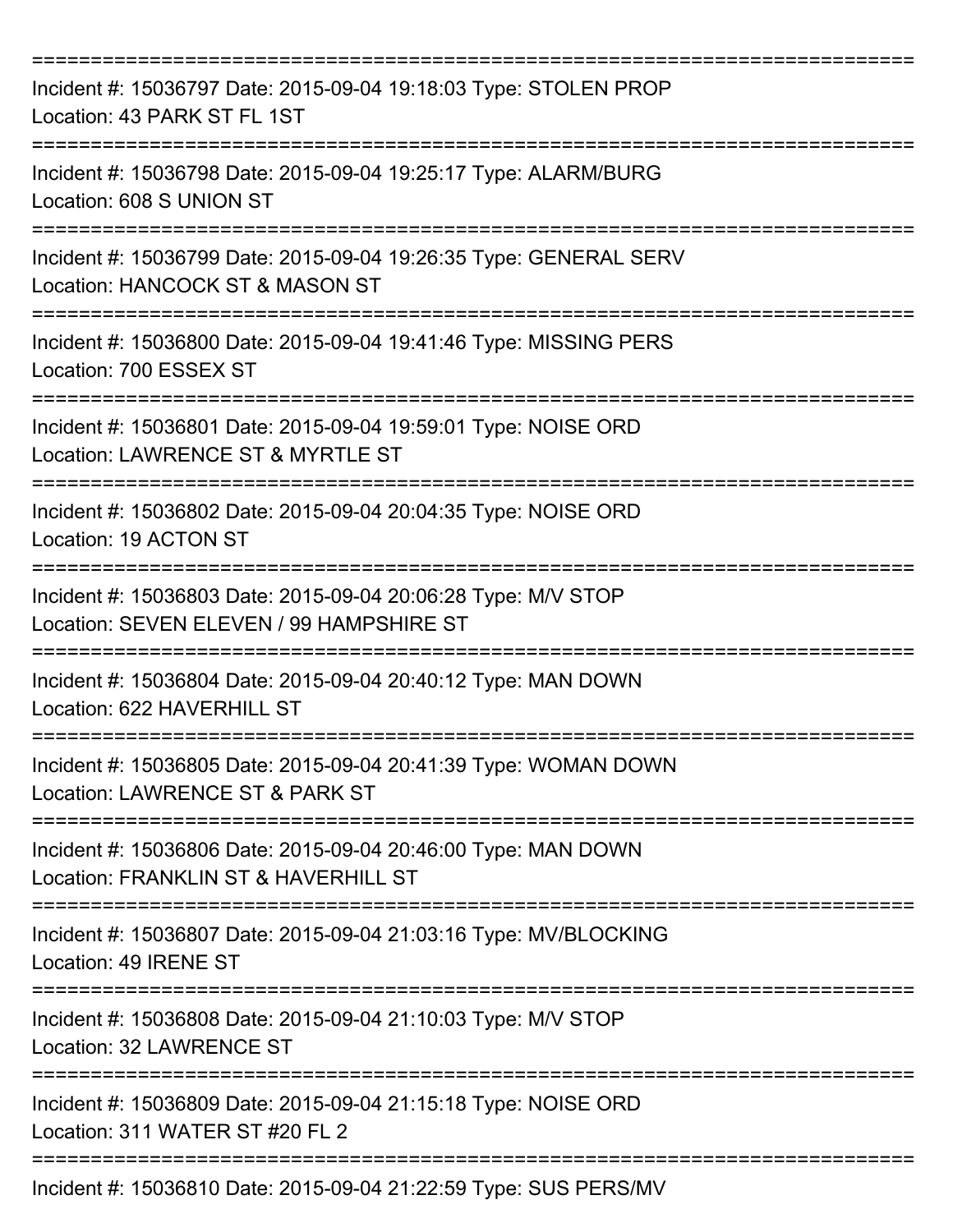===========================================================================

Incident #: 15036797 Date: 2015-09-04 19:18:03 Type: STOLEN PROP
Location: 43 PARK ST FL 1ST

===========================================================================

Incident #: 15036798 Date: 2015-09-04 19:25:17 Type: ALARM/BURG
Location: 608 S UNION ST

===========================================================================

Incident #: 15036799 Date: 2015-09-04 19:26:35 Type: GENERAL SERV
Location: HANCOCK ST & MASON ST

===========================================================================

Incident #: 15036800 Date: 2015-09-04 19:41:46 Type: MISSING PERS
Location: 700 ESSEX ST

===========================================================================

Incident #: 15036801 Date: 2015-09-04 19:59:01 Type: NOISE ORD
Location: LAWRENCE ST & MYRTLE ST

===========================================================================

Incident #: 15036802 Date: 2015-09-04 20:04:35 Type: NOISE ORD
Location: 19 ACTON ST

===========================================================================

Incident #: 15036803 Date: 2015-09-04 20:06:28 Type: M/V STOP
Location: SEVEN ELEVEN / 99 HAMPSHIRE ST

===========================================================================

Incident #: 15036804 Date: 2015-09-04 20:40:12 Type: MAN DOWN
Location: 622 HAVERHILL ST

===========================================================================

Incident #: 15036805 Date: 2015-09-04 20:41:39 Type: WOMAN DOWN
Location: LAWRENCE ST & PARK ST

===========================================================================

Incident #: 15036806 Date: 2015-09-04 20:46:00 Type: MAN DOWN
Location: FRANKLIN ST & HAVERHILL ST

===========================================================================

Incident #: 15036807 Date: 2015-09-04 21:03:16 Type: MV/BLOCKING
Location: 49 IRENE ST

===========================================================================

Incident #: 15036808 Date: 2015-09-04 21:10:03 Type: M/V STOP
Location: 32 LAWRENCE ST

===========================================================================

Incident #: 15036809 Date: 2015-09-04 21:15:18 Type: NOISE ORD
Location: 311 WATER ST #20 FL 2

===========================================================================

Incident #: 15036810 Date: 2015-09-04 21:22:59 Type: SUS PERS/MV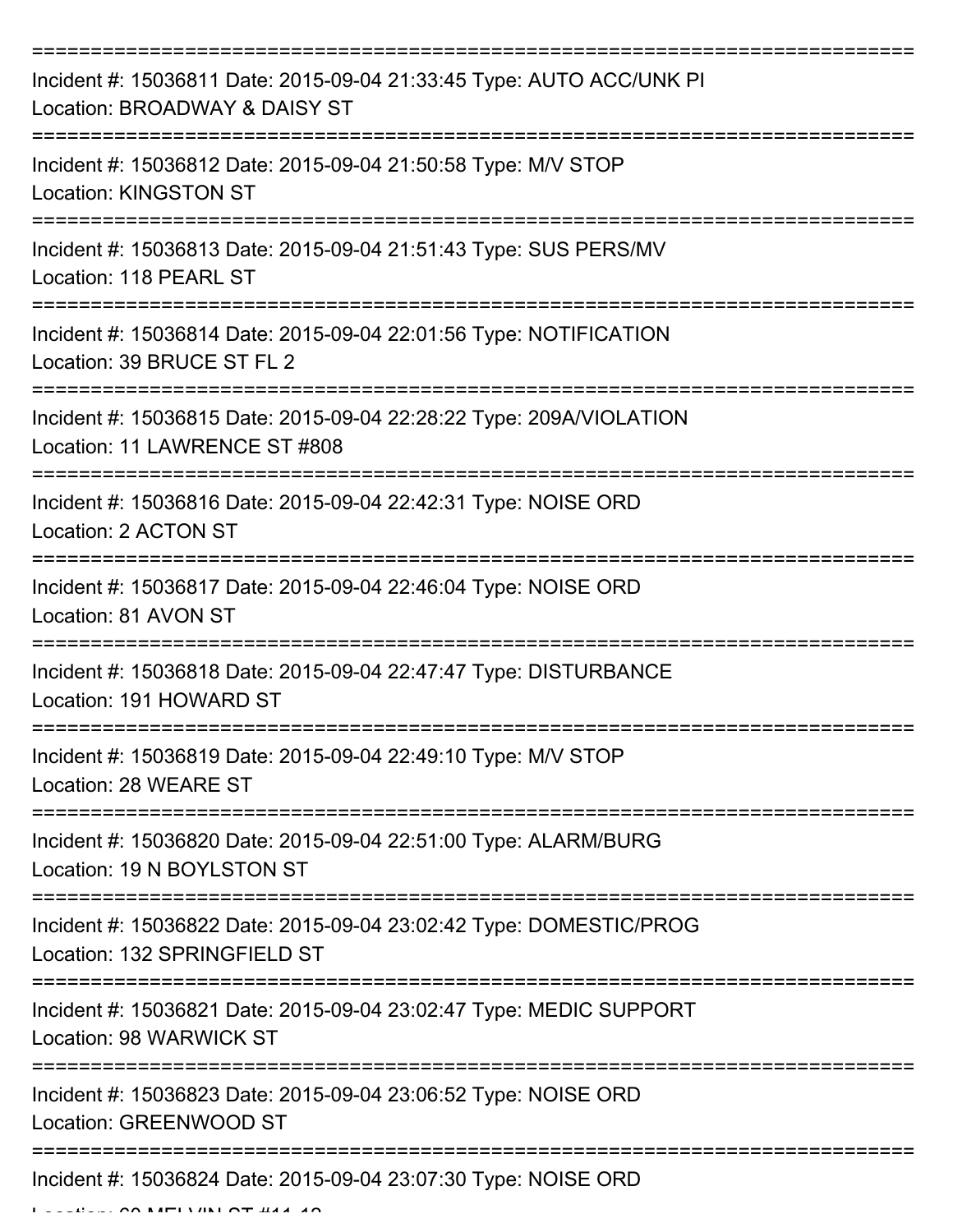===========================================================================

Incident #: 15036811 Date: 2015-09-04 21:33:45 Type: AUTO ACC/UNK PI
Location: BROADWAY & DAISY ST

===========================================================================

Incident #: 15036812 Date: 2015-09-04 21:50:58 Type: M/V STOP
Location: KINGSTON ST

===========================================================================

Incident #: 15036813 Date: 2015-09-04 21:51:43 Type: SUS PERS/MV
Location: 118 PEARL ST

===========================================================================

Incident #: 15036814 Date: 2015-09-04 22:01:56 Type: NOTIFICATION
Location: 39 BRUCE ST FL 2

===========================================================================

Incident #: 15036815 Date: 2015-09-04 22:28:22 Type: 209A/VIOLATION
Location: 11 LAWRENCE ST #808

===========================================================================

Incident #: 15036816 Date: 2015-09-04 22:42:31 Type: NOISE ORD
Location: 2 ACTON ST

===========================================================================

Incident #: 15036817 Date: 2015-09-04 22:46:04 Type: NOISE ORD
Location: 81 AVON ST

===========================================================================

Incident #: 15036818 Date: 2015-09-04 22:47:47 Type: DISTURBANCE
Location: 191 HOWARD ST

===========================================================================

Incident #: 15036819 Date: 2015-09-04 22:49:10 Type: M/V STOP
Location: 28 WEARE ST

===========================================================================

Incident #: 15036820 Date: 2015-09-04 22:51:00 Type: ALARM/BURG
Location: 19 N BOYLSTON ST

===========================================================================

Incident #: 15036822 Date: 2015-09-04 23:02:42 Type: DOMESTIC/PROG
Location: 132 SPRINGFIELD ST

===========================================================================

Incident #: 15036821 Date: 2015-09-04 23:02:47 Type: MEDIC SUPPORT
Location: 98 WARWICK ST

===========================================================================

Incident #: 15036823 Date: 2015-09-04 23:06:52 Type: NOISE ORD
Location: GREENWOOD ST

===========================================================================

Incident #: 15036824 Date: 2015-09-04 23:07:30 Type: NOISE ORD
Location: 60 MELVIN ST #11-12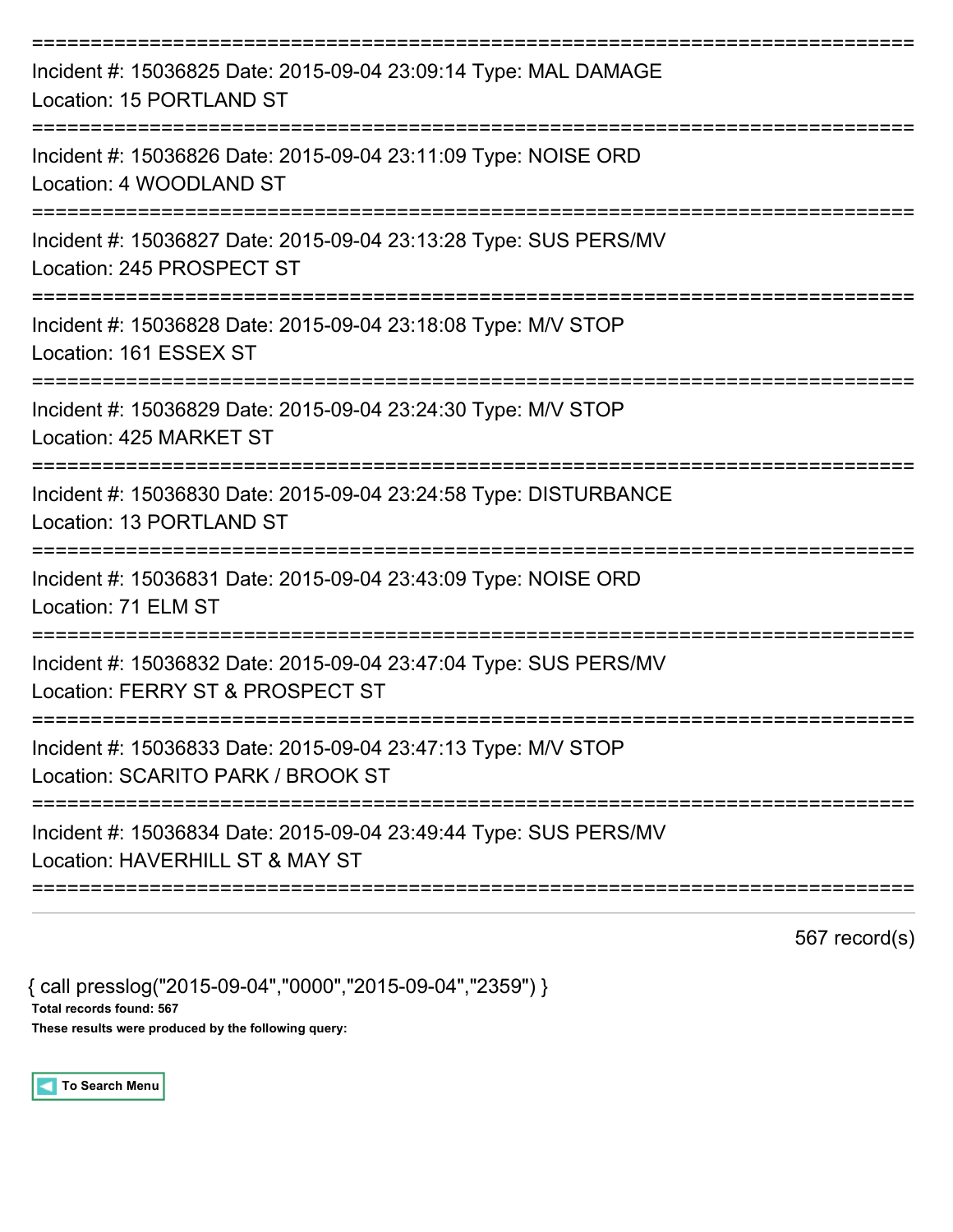===========================================================================

Incident #: 15036825 Date: 2015-09-04 23:09:14 Type: MAL DAMAGE
Location: 15 PORTLAND ST

===========================================================================

Incident #: 15036826 Date: 2015-09-04 23:11:09 Type: NOISE ORD
Location: 4 WOODLAND ST

===========================================================================

Incident #: 15036827 Date: 2015-09-04 23:13:28 Type: SUS PERS/MV
Location: 245 PROSPECT ST

===========================================================================

Incident #: 15036828 Date: 2015-09-04 23:18:08 Type: M/V STOP
Location: 161 ESSEX ST

===========================================================================

Incident #: 15036829 Date: 2015-09-04 23:24:30 Type: M/V STOP
Location: 425 MARKET ST

===========================================================================

Incident #: 15036830 Date: 2015-09-04 23:24:58 Type: DISTURBANCE
Location: 13 PORTLAND ST

===========================================================================

Incident #: 15036831 Date: 2015-09-04 23:43:09 Type: NOISE ORD
Location: 71 ELM ST

===========================================================================

Incident #: 15036832 Date: 2015-09-04 23:47:04 Type: SUS PERS/MV
Location: FERRY ST & PROSPECT ST

===========================================================================

Incident #: 15036833 Date: 2015-09-04 23:47:13 Type: M/V STOP
Location: SCARITO PARK / BROOK ST

===========================================================================

Incident #: 15036834 Date: 2015-09-04 23:49:44 Type: SUS PERS/MV
Location: HAVERHILL ST & MAY ST

===========================================================================

567 record(s)

{ call presslog("2015-09-04","0000","2015-09-04","2359") }

**Total records found: 567**

**These results were produced by the following query:**

To Search Menu